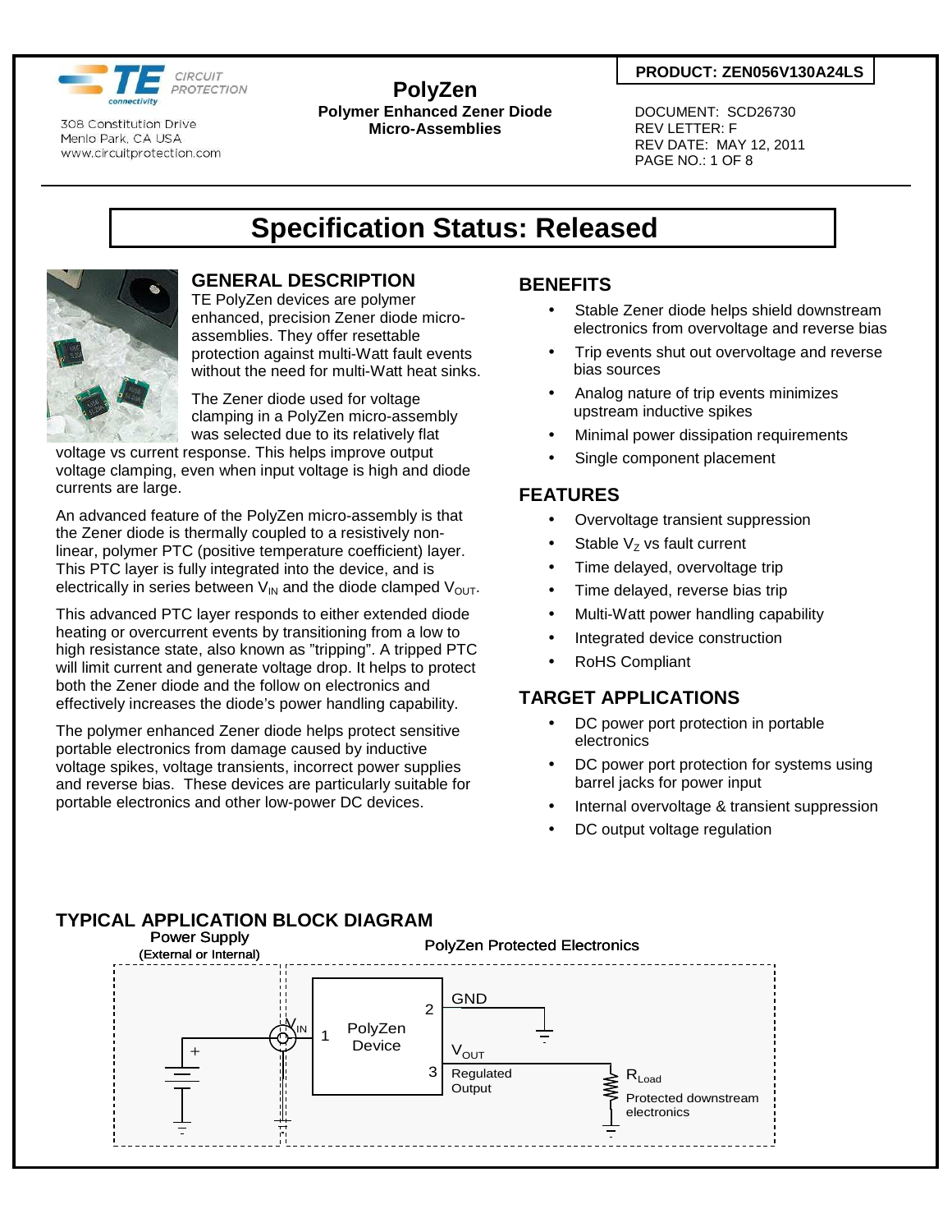TE CIRCUIT PROTECTION

308 Constitution Drive
Menlo Park, CA USA
www.circuitprotection.com

# PolyZen

**Polymer Enhanced Zener Diode Micro-Assemblies**

**PRODUCT: ZEN056V130A24LS**

DOCUMENT: SCD26730
REV LETTER: F
REV DATE: MAY 12, 2011

# Specification Status: Released

## GENERAL DESCRIPTION

TE PolyZen devices are polymer enhanced, precision Zener diode micro-assemblies. They offer resettable protection against multi-Watt fault events without the need for multi-Watt heat sinks.

The Zener diode used for voltage clamping in a PolyZen micro-assembly was selected due to its relatively flat voltage vs current response. This helps improve output voltage clamping, even when input voltage is high and diode currents are large.

An advanced feature of the PolyZen micro-assembly is that the Zener diode is thermally coupled to a resistively non-linear, polymer PTC (positive temperature coefficient) layer. This PTC layer is fully integrated into the device, and is electrically in series between $V_{IN}$ and the diode clamped $V_{OUT}$.

This advanced PTC layer responds to either extended diode heating or overcurrent events by transitioning from a low to high resistance state, also known as "tripping". A tripped PTC will limit current and generate voltage drop. It helps to protect both the Zener diode and the follow on electronics and effectively increases the diode's power handling capability.

The polymer enhanced Zener diode helps protect sensitive portable electronics from damage caused by inductive voltage spikes, voltage transients, incorrect power supplies and reverse bias. These devices are particularly suitable for portable electronics and other low-power DC devices.

## BENEFITS

- Stable Zener diode helps shield downstream electronics from overvoltage and reverse bias
- Trip events shut out overvoltage and reverse bias sources
- Analog nature of trip events minimizes upstream inductive spikes
- Minimal power dissipation requirements
- Single component placement

## FEATURES

- Overvoltage transient suppression
- Stable $V_Z$ vs fault current
- Time delayed, overvoltage trip
- Time delayed, reverse bias trip
- Multi-Watt power handling capability
- Integrated device construction
- RoHS Compliant

## TARGET APPLICATIONS

- DC power port protection in portable electronics
- DC power port protection for systems using barrel jacks for power input
- Internal overvoltage & transient suppression
- DC output voltage regulation

## TYPICAL APPLICATION BLOCK DIAGRAM

Power Supply (External or Internal) — PolyZen Protected Electronics

$V_{IN}$ — 1 PolyZen Device; 2 GND; 3 $V_{OUT}$ Regulated Output — $R_{Load}$ Protected downstream electronics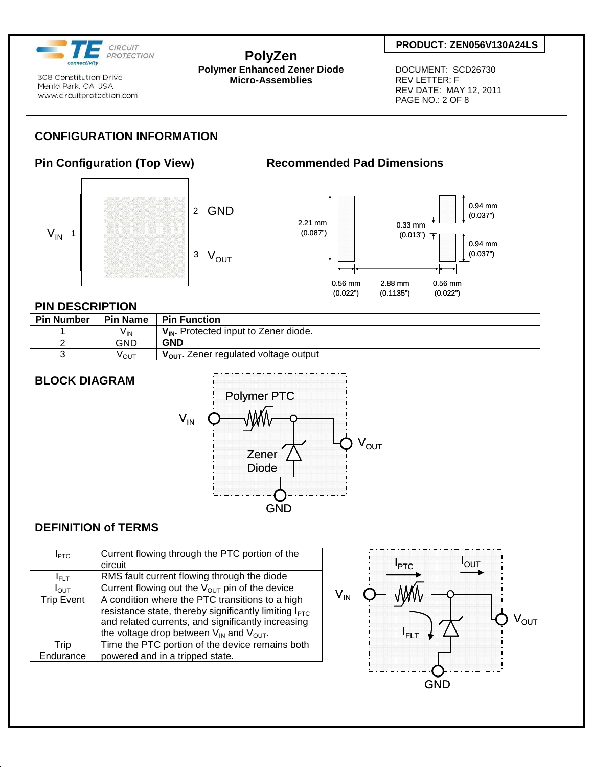## CONFIGURATION INFORMATION

### Pin Configuration (Top View)

### Recommended Pad Dimensions

### PIN DESCRIPTION

| Pin Number | Pin Name | Pin Function |
|---|---|---|
| 1 | $V_{IN}$ | **$V_{IN}$.** Protected input to Zener diode. |
| 2 | GND | **GND** |
| 3 | $V_{OUT}$ | **$V_{OUT}$.** Zener regulated voltage output |

### BLOCK DIAGRAM

### DEFINITION of TERMS

| | |
|---|---|
| $I_{PTC}$ | Current flowing through the PTC portion of the circuit |
| $I_{FLT}$ | RMS fault current flowing through the diode |
| $I_{OUT}$ | Current flowing out the $V_{OUT}$ pin of the device |
| Trip Event | A condition where the PTC transitions to a high resistance state, thereby significantly limiting $I_{PTC}$ and related currents, and significantly increasing the voltage drop between $V_{IN}$ and $V_{OUT}$. |
| Trip Endurance | Time the PTC portion of the device remains both powered and in a tripped state. |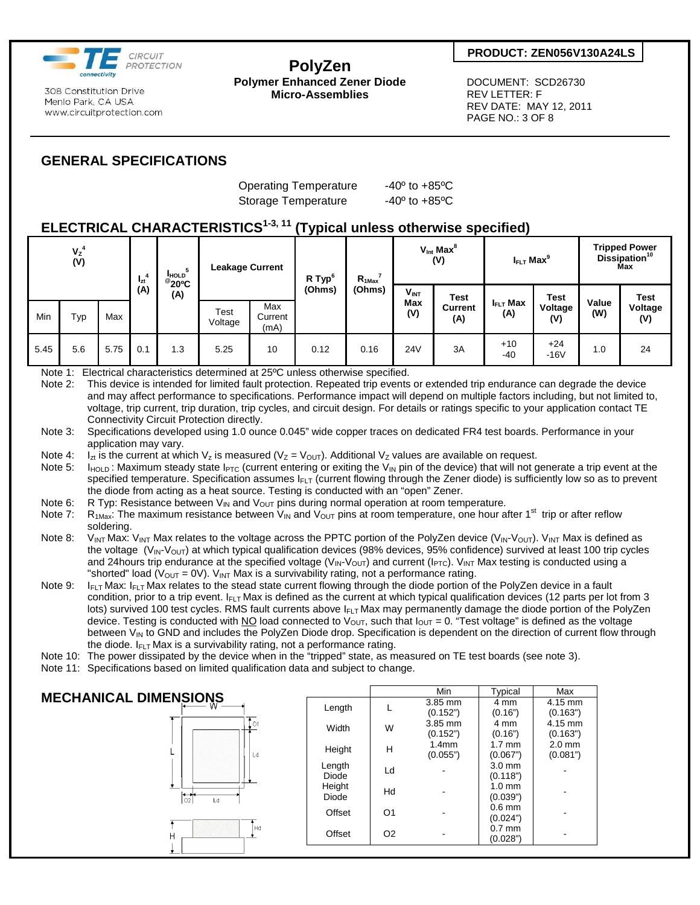**PRODUCT: ZEN056V130A24LS**

CIRCUIT PROTECTION

308 Constitution Drive
Menlo Park, CA USA
www.circuitprotection.com

# PolyZen

**Polymer Enhanced Zener Diode Micro-Assemblies**

DOCUMENT: SCD26730
REV LETTER: F
REV DATE: MAY 12, 2011

## GENERAL SPECIFICATIONS

| | |
|---|---|
| Operating Temperature | -40º to +85ºC |
| Storage Temperature | -40º to +85ºC |

## ELECTRICAL CHARACTERISTICS[1-3, 11] (Typical unless otherwise specified)

| $V_Z$[4] (V) | | | $I_{zt}$[4] (A) | $I_{HOLD}$[5] @20ºC (A) | Leakage Current | | R Typ[6] (Ohms) | $R_{1Max}$[7] (Ohms) | $V_{Int}$ Max[8] (V) | | $I_{FLT}$ Max[9] | | Tripped Power Dissipation[10] Max | |
|---|---|---|---|---|---|---|---|---|---|---|---|---|---|---|
| Min | Typ | Max | | | Test Voltage | Max Current (mA) | | | $V_{INT}$ Max (V) | Test Current (A) | $I_{FLT}$ Max (A) | Test Voltage (V) | Value (W) | Test Voltage (V) |
| 5.45 | 5.6 | 5.75 | 0.1 | 1.3 | 5.25 | 10 | 0.12 | 0.16 | 24V | 3A | +10 -40 | +24 -16V | 1.0 | 24 |

Note 1: Electrical characteristics determined at 25ºC unless otherwise specified.

Note 2: This device is intended for limited fault protection. Repeated trip events or extended trip endurance can degrade the device and may affect performance to specifications. Performance impact will depend on multiple factors including, but not limited to, voltage, trip current, trip duration, trip cycles, and circuit design. For details or ratings specific to your application contact TE Connectivity Circuit Protection directly.

Note 3: Specifications developed using 1.0 ounce 0.045" wide copper traces on dedicated FR4 test boards. Performance in your application may vary.

Note 4: $I_{zt}$ is the current at which $V_z$ is measured ($V_Z = V_{OUT}$). Additional $V_Z$ values are available on request.

Note 5: $I_{HOLD}$: Maximum steady state $I_{PTC}$ (current entering or exiting the $V_{IN}$ pin of the device) that will not generate a trip event at the specified temperature. Specification assumes $I_{FLT}$ (current flowing through the Zener diode) is sufficiently low so as to prevent the diode from acting as a heat source. Testing is conducted with an "open" Zener.

Note 6: R Typ: Resistance between $V_{IN}$ and $V_{OUT}$ pins during normal operation at room temperature.

Note 7: $R_{1Max}$: The maximum resistance between $V_{IN}$ and $V_{OUT}$ pins at room temperature, one hour after 1st trip or after reflow soldering.

Note 8: $V_{INT}$ Max: $V_{INT}$ Max relates to the voltage across the PPTC portion of the PolyZen device ($V_{IN}$-$V_{OUT}$). $V_{INT}$ Max is defined as the voltage ($V_{IN}$-$V_{OUT}$) at which typical qualification devices (98% devices, 95% confidence) survived at least 100 trip cycles and 24hours trip endurance at the specified voltage ($V_{IN}$-$V_{OUT}$) and current ($I_{PTC}$). $V_{INT}$ Max testing is conducted using a "shorted" load ($V_{OUT}$ = 0V). $V_{INT}$ Max is a survivability rating, not a performance rating.

Note 9: $I_{FLT}$ Max: $I_{FLT}$ Max relates to the stead state current flowing through the diode portion of the PolyZen device in a fault condition, prior to a trip event. $I_{FLT}$ Max is defined as the current at which typical qualification devices (12 parts per lot from 3 lots) survived 100 test cycles. RMS fault currents above $I_{FLT}$ Max may permanently damage the diode portion of the PolyZen device. Testing is conducted with NO load connected to $V_{OUT}$, such that $I_{OUT}$ = 0. "Test voltage" is defined as the voltage between $V_{IN}$ to GND and includes the PolyZen Diode drop. Specification is dependent on the direction of current flow through the diode. $I_{FLT}$ Max is a survivability rating, not a performance rating.

Note 10: The power dissipated by the device when in the "tripped" state, as measured on TE test boards (see note 3).

Note 11: Specifications based on limited qualification data and subject to change.

## MECHANICAL DIMENSIONS

| | | Min | Typical | Max |
|---|---|---|---|---|
| Length | L | 3.85 mm (0.152") | 4 mm (0.16") | 4.15 mm (0.163") |
| Width | W | 3.85 mm (0.152") | 4 mm (0.16") | 4.15 mm (0.163") |
| Height | H | 1.4mm (0.055") | 1.7 mm (0.067") | 2.0 mm (0.081") |
| Length Diode | Ld | - | 3.0 mm (0.118") | - |
| Height Diode | Hd | - | 1.0 mm (0.039") | - |
| Offset | O1 | - | 0.6 mm (0.024") | - |
| Offset | O2 | - | 0.7 mm (0.028") | - |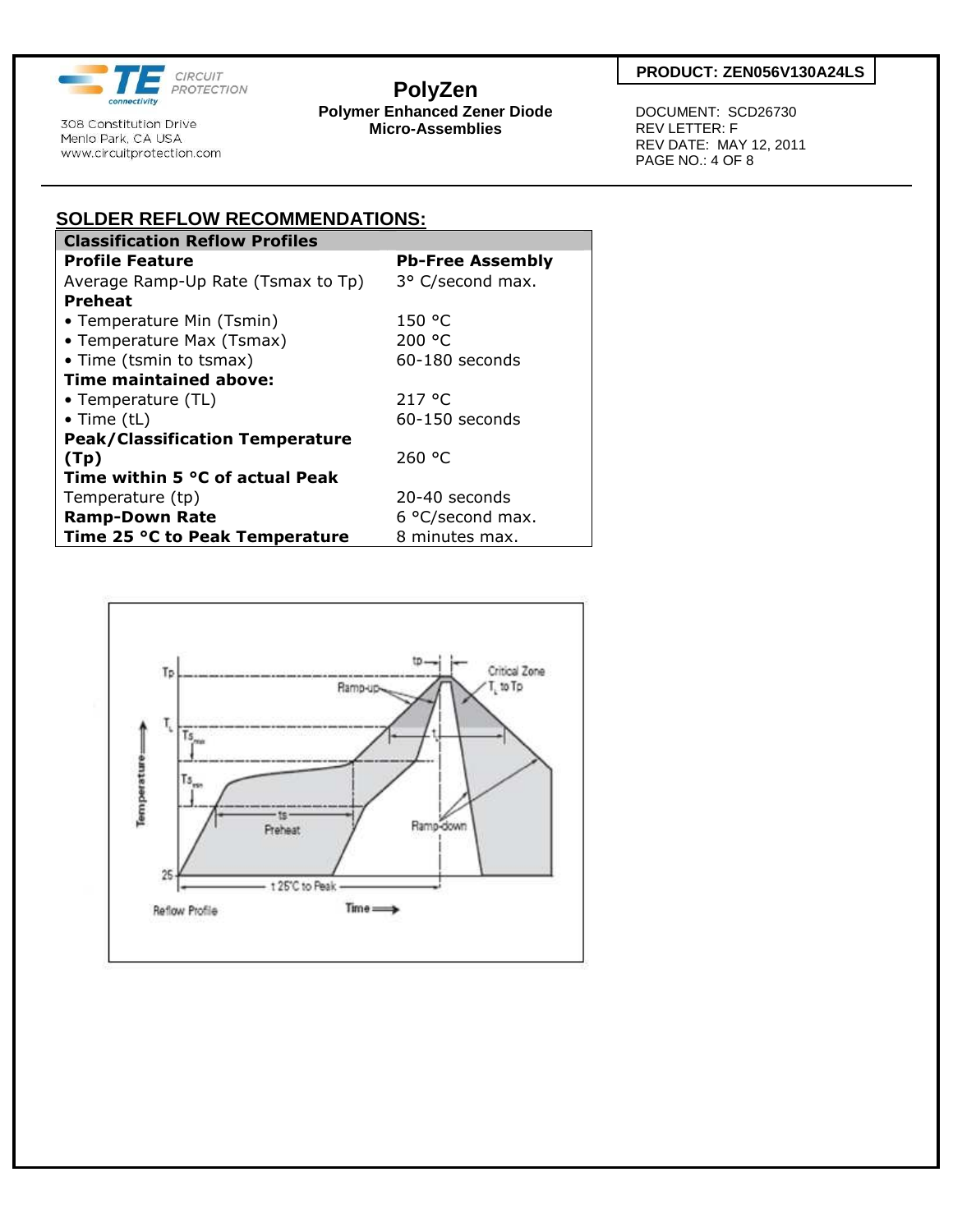## SOLDER REFLOW RECOMMENDATIONS:

| Classification Reflow Profiles | |
|---|---|
| **Profile Feature** | **Pb-Free Assembly** |
| Average Ramp-Up Rate (Tsmax to Tp) | 3° C/second max. |
| **Preheat** | |
| • Temperature Min (Tsmin) | 150 °C |
| • Temperature Max (Tsmax) | 200 °C |
| • Time (tsmin to tsmax) | 60-180 seconds |
| **Time maintained above:** | |
| • Temperature (TL) | 217 °C |
| • Time (tL) | 60-150 seconds |
| **Peak/Classification Temperature (Tp)** | 260 °C |
| **Time within 5 °C of actual Peak** Temperature (tp) | 20-40 seconds |
| **Ramp-Down Rate** | 6 °C/second max. |
| **Time 25 °C to Peak Temperature** | 8 minutes max. |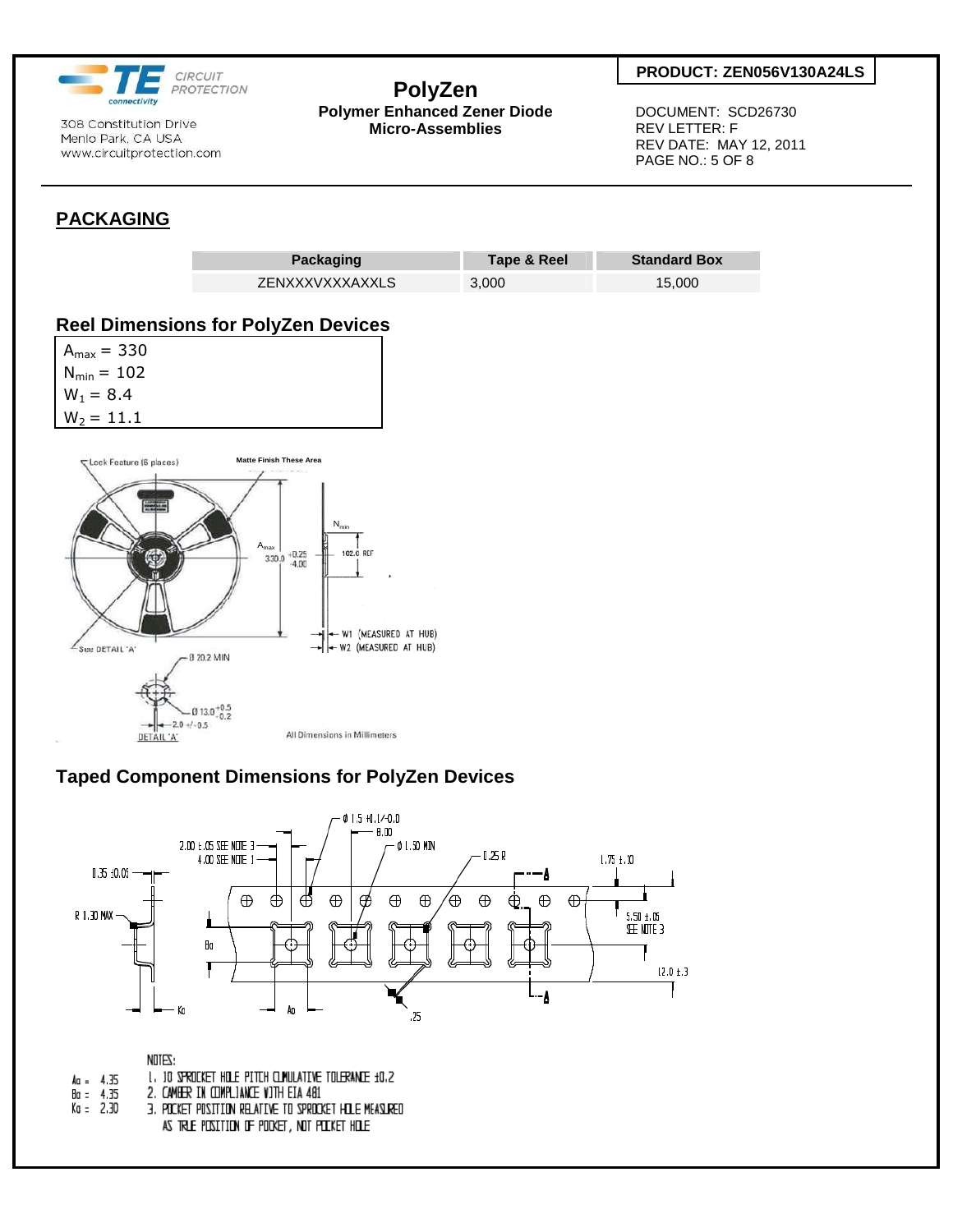## PACKAGING

| Packaging | Tape & Reel | Standard Box |
|---|---|---|
| ZENXXXVXXXAXXLS | 3,000 | 15,000 |

## Reel Dimensions for PolyZen Devices

$A_{max}$ = 330
$N_{min}$ = 102
$W_1$ = 8.4
$W_2$ = 11.1

Lock Feature (6 places)

Matte Finish These Area

$N_{min}$

102.0 REF

$A_{max}$ 330.0 +0.25 -4.00

W1 (MEASURED AT HUB)

W2 (MEASURED AT HUB)

See DETAIL 'A'

Ø 20.2 MIN

Ø 13.0 +0.5 -0.2

2.0 +/- 0.5

DETAIL 'A'

All Dimensions in Millimeters

## Taped Component Dimensions for PolyZen Devices

Ø 1.5 +0.1/-0.0

8.00

2.00 ±.05 SEE NOTE 3

4.00 SEE NOTE 1

Ø 1.50 MIN

0.25 R

1.75 ±.10

0.35 ±0.05

R 1.30 MAX

5.50 ±.05 SEE NOTE 3

Bo

12.0 ±.3

Ko

Ao

.25

A

A

Ao = 4.35
Bo = 4.35
Ko = 2.30

NOTES:

1. 10 SPROCKET HOLE PITCH CUMULATIVE TOLERANCE ±0.2
2. CAMBER IN COMPLIANCE WITH EIA 481
3. POCKET POSITION RELATIVE TO SPROCKET HOLE MEASURED AS TRUE POSITION OF POCKET, NOT POCKET HOLE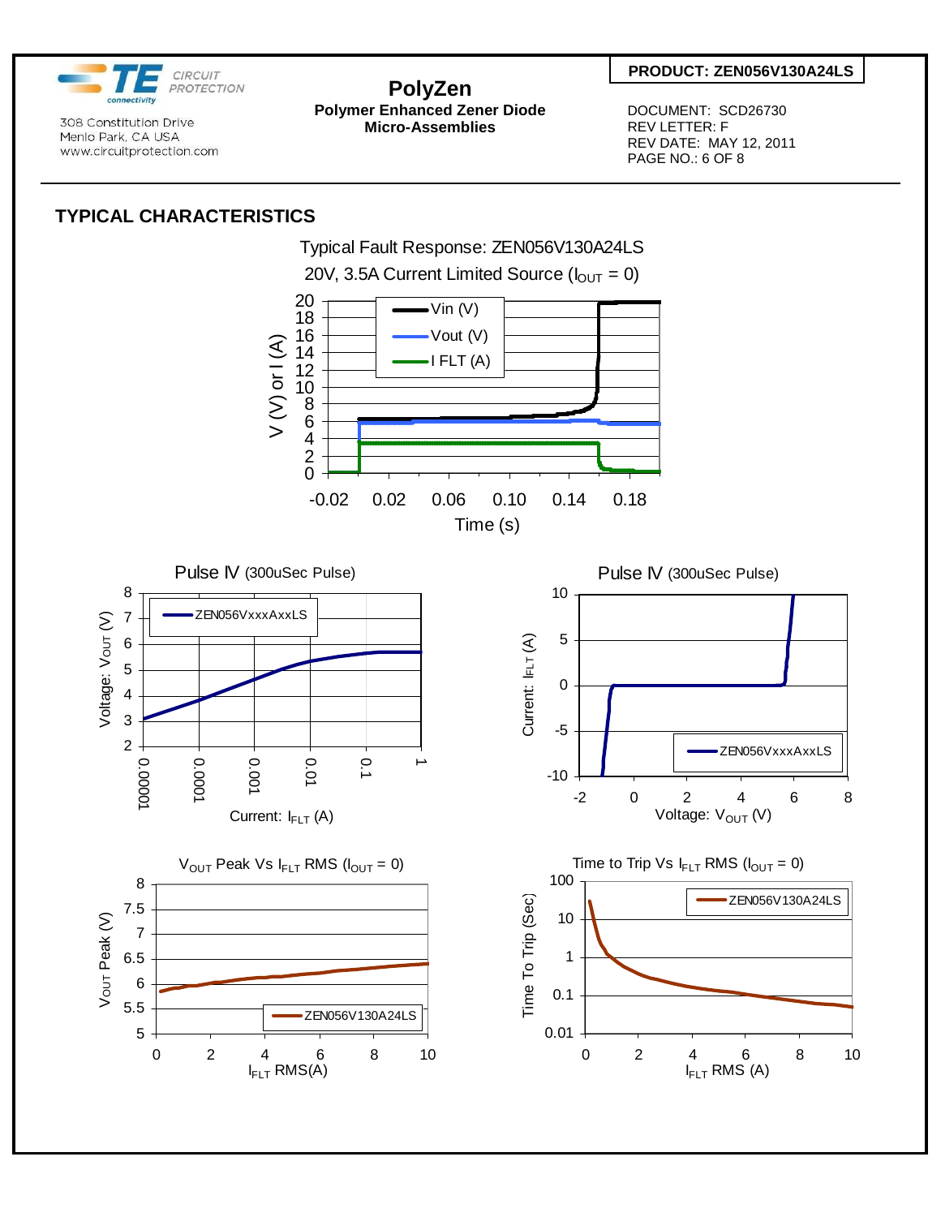## TYPICAL CHARACTERISTICS

Typical Fault Response: ZEN056V130A24LS

20V, 3.5A Current Limited Source ($I_{OUT}$ = 0)

Pulse IV (300uSec Pulse)

Pulse IV (300uSec Pulse)

$V_{OUT}$ Peak Vs $I_{FLT}$ RMS ($I_{OUT}$ = 0)

Time to Trip Vs $I_{FLT}$ RMS ($I_{OUT}$ = 0)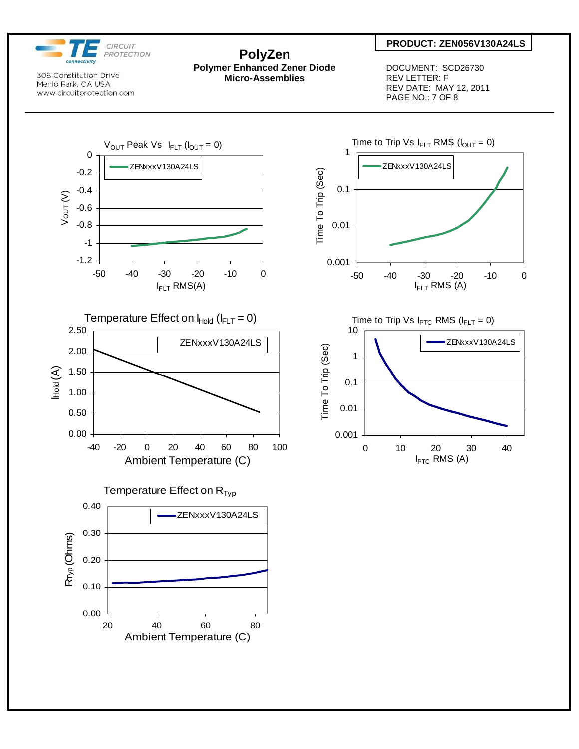PRODUCT: ZEN056V130A24LS

# PolyZen

**Polymer Enhanced Zener Diode Micro-Assemblies**

DOCUMENT: SCD26730
REV LETTER: F
REV DATE: MAY 12, 2011

$V_{OUT}$ Peak Vs $I_{FLT}$ ($I_{OUT}$ = 0)

Time to Trip Vs $I_{FLT}$ RMS ($I_{OUT}$ = 0)

Temperature Effect on $I_{Hold}$ ($I_{FLT}$ = 0)

Time to Trip Vs $I_{PTC}$ RMS ($I_{FLT}$ = 0)

Temperature Effect on $R_{Typ}$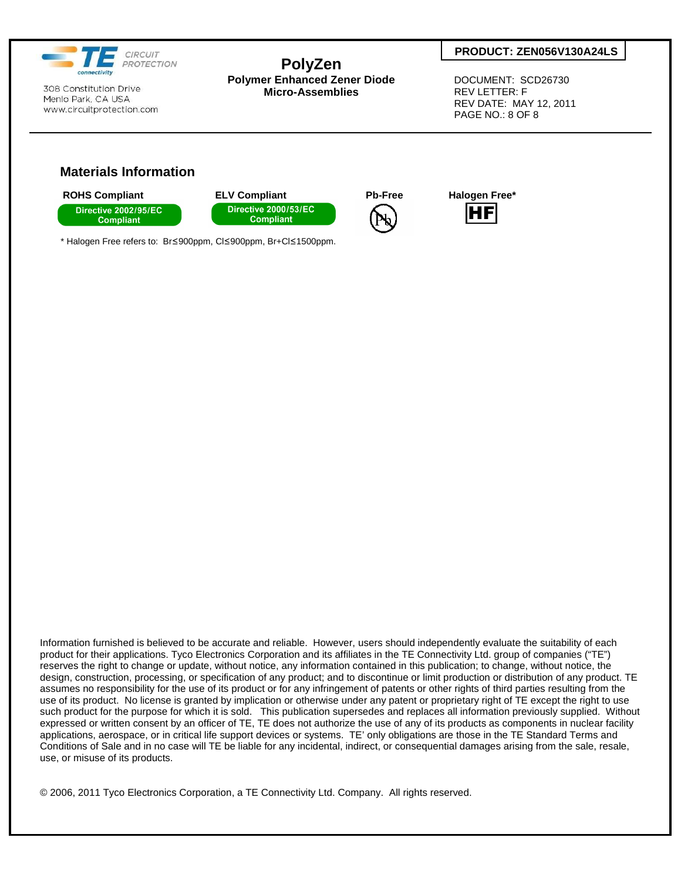## Materials Information

**ROHS Compliant**

Directive 2002/95/EC Compliant

**ELV Compliant**

Directive 2000/53/EC Compliant

**Pb-Free**

**Halogen Free***

HF

* Halogen Free refers to: Br≤900ppm, Cl≤900ppm, Br+Cl≤1500ppm.

Information furnished is believed to be accurate and reliable. However, users should independently evaluate the suitability of each product for their applications. Tyco Electronics Corporation and its affiliates in the TE Connectivity Ltd. group of companies ("TE") reserves the right to change or update, without notice, any information contained in this publication; to change, without notice, the design, construction, processing, or specification of any product; and to discontinue or limit production or distribution of any product. TE assumes no responsibility for the use of its product or for any infringement of patents or other rights of third parties resulting from the use of its product. No license is granted by implication or otherwise under any patent or proprietary right of TE except the right to use such product for the purpose for which it is sold. This publication supersedes and replaces all information previously supplied. Without expressed or written consent by an officer of TE, TE does not authorize the use of any of its products as components in nuclear facility applications, aerospace, or in critical life support devices or systems. TE' only obligations are those in the TE Standard Terms and Conditions of Sale and in no case will TE be liable for any incidental, indirect, or consequential damages arising from the sale, resale, use, or misuse of its products.

© 2006, 2011 Tyco Electronics Corporation, a TE Connectivity Ltd. Company. All rights reserved.